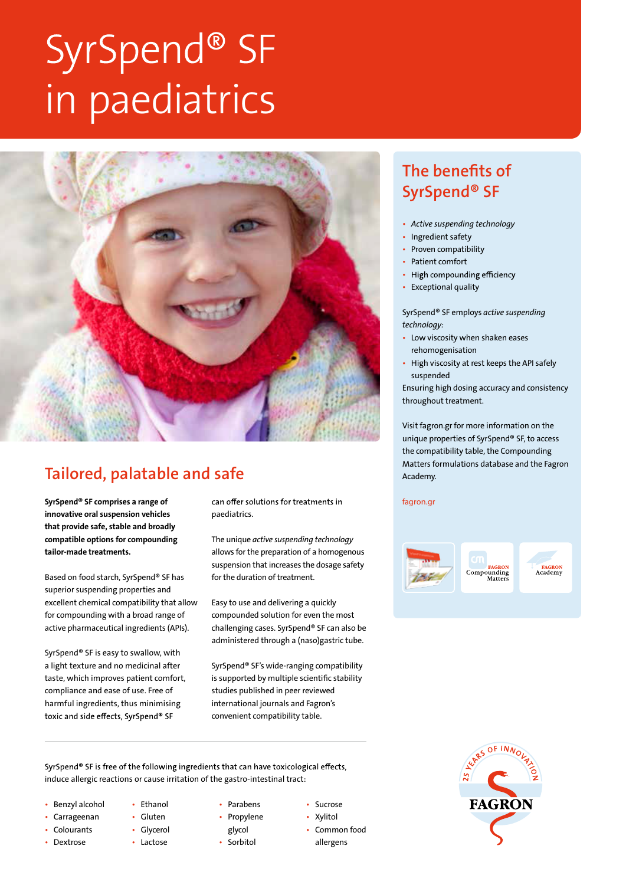# SyrSpend® SF in paediatrics

## Tailored, palatable and safe

**SyrSpend® SF comprises a range of innovative oral suspension vehicles that provide safe, stable and broadly compatible options for compounding tailor-made treatments.**

Based on food starch, SyrSpend® SF has superior suspending properties and excellent chemical compatibility that allow for compounding with a broad range of active pharmaceutical ingredients (APIs).

SyrSpend® SF is easy to swallow, with a light texture and no medicinal after taste, which improves patient comfort, compliance and ease of use. Free of harmful ingredients, thus minimising toxic and side effects, SyrSpend® SF can offer solutions for treatments in paediatrics.

The unique *active suspending technology* allows for the preparation of a homogenous suspension that increases the dosage safety for the duration of treatment.

Easy to use and delivering a quickly compounded solution for even the most challenging cases. SyrSpend® SF can also be administered through a (naso)gastric tube.

SyrSpend® SF's wide-ranging compatibility is supported by multiple scientific stability studies published in peer reviewed international journals and Fagron's convenient compatibility table.

SyrSpend® SF is free of the following ingredients that can have toxicological effects, induce allergic reactions or cause irritation of the gastro-intestinal tract:

- Benzyl alcohol
- Carrageenan
- Colourants
- Dextrose
- Ethanol
- Gluten
- Glycerol
- Lactose
- Parabens
- Propylene glycol
- Sorbitol
- Sucrose
- Xylitol
- Common food allergens

## The benefits of SyrSpend® SF

- *Active suspending technology*
- Ingredient safety
- Proven compatibility
- Patient comfort
- High compounding efficiency
- Exceptional quality

SyrSpend® SF employs *active suspending technology:*

- Low viscosity when shaken eases rehomogenisation
- High viscosity at rest keeps the API safely suspended

Ensuring high dosing accuracy and consistency throughout treatment.

Visit fagron.gr for more information on the unique properties of SyrSpend® SF, to access the compatibility table, the Compounding Matters formulations database and the Fagron Academy.

fagron.gr

FAGRON Compounding Matters

FAGRON Academy

25 YEARS OF INNOVATION FAGRON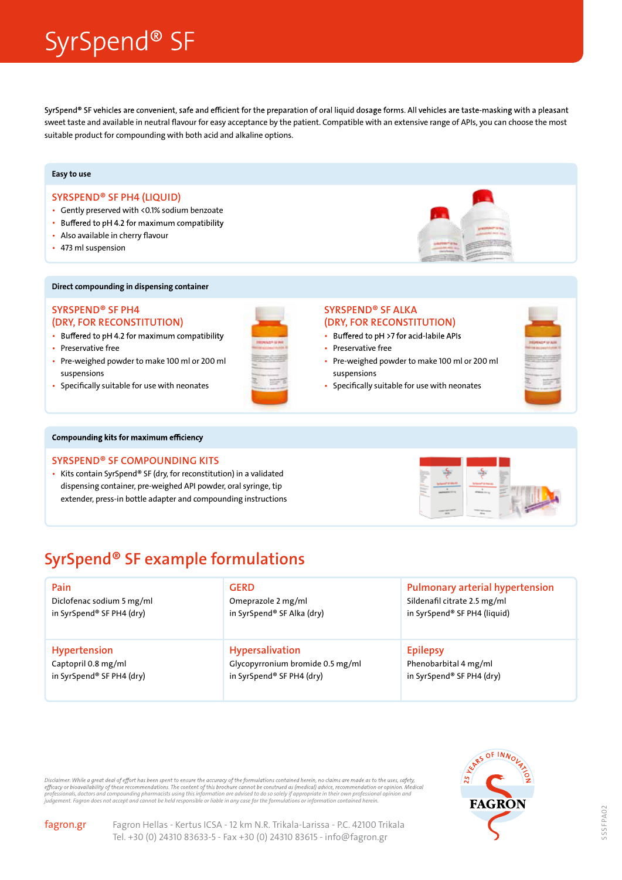# SyrSpend® SF

SyrSpend® SF vehicles are convenient, safe and efficient for the preparation of oral liquid dosage forms. All vehicles are taste-masking with a pleasant sweet taste and available in neutral flavour for easy acceptance by the patient. Compatible with an extensive range of APIs, you can choose the most suitable product for compounding with both acid and alkaline options.

**Easy to use**

### SYRSPEND® SF PH4 (LIQUID)

- Gently preserved with <0.1% sodium benzoate
- Buffered to pH 4.2 for maximum compatibility
- Also available in cherry flavour
- 473 ml suspension

**Direct compounding in dispensing container**

### SYRSPEND® SF PH4 (DRY, FOR RECONSTITUTION)

- Buffered to pH 4.2 for maximum compatibility
- Preservative free
- Pre-weighed powder to make 100 ml or 200 ml suspensions
- Specifically suitable for use with neonates

### SYRSPEND® SF ALKA (DRY, FOR RECONSTITUTION)

- Buffered to pH >7 for acid-labile APIs
- Preservative free
- Pre-weighed powder to make 100 ml or 200 ml suspensions
- Specifically suitable for use with neonates

**Compounding kits for maximum efficiency**

### SYRSPEND® SF COMPOUNDING KITS

- Kits contain SyrSpend® SF (dry, for reconstitution) in a validated dispensing container, pre-weighed API powder, oral syringe, tip extender, press-in bottle adapter and compounding instructions

## SyrSpend® SF example formulations

| | | |
|---|---|---|
| **Pain**<br>Diclofenac sodium 5 mg/ml<br>in SyrSpend® SF PH4 (dry) | **GERD**<br>Omeprazole 2 mg/ml<br>in SyrSpend® SF Alka (dry) | **Pulmonary arterial hypertension**<br>Sildenafil citrate 2.5 mg/ml<br>in SyrSpend® SF PH4 (liquid) |
| **Hypertension**<br>Captopril 0.8 mg/ml<br>in SyrSpend® SF PH4 (dry) | **Hypersalivation**<br>Glycopyrronium bromide 0.5 mg/ml<br>in SyrSpend® SF PH4 (dry) | **Epilepsy**<br>Phenobarbital 4 mg/ml<br>in SyrSpend® SF PH4 (dry) |

*Disclaimer: While a great deal of effort has been spent to ensure the accuracy of the formulations contained herein, no claims are made as to the uses, safety, efficacy or bioavailability of these recommendations. The content of this brochure cannot be construed as (medical) advice, recommendation or opinion. Medical professionals, doctors and compounding pharmacists using this information are advised to do so solely if appropriate in their own professional opinion and judgement. Fagron does not accept and cannot be held responsible or liable in any case for the formulations or information contained herein.*

25 YEARS OF INNOVATION

FAGRON

fagron.gr

Fagron Hellas - Kertus ICSA - 12 km N.R. Trikala-Larissa - P.C. 42100 Trikala
Tel. +30 (0) 24310 83633-5 - Fax +30 (0) 24310 83615 - info@fagron.gr

SSSFPA02